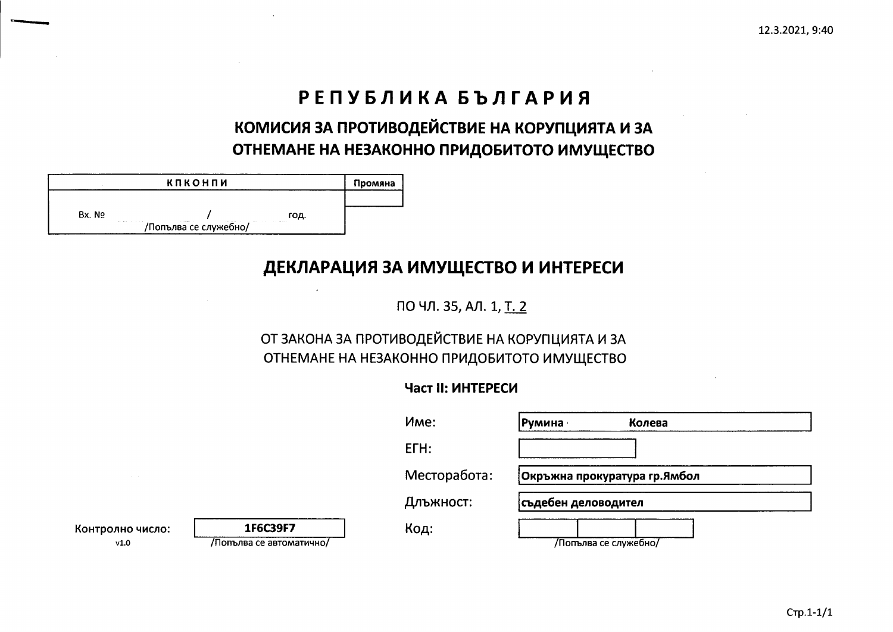# РЕПУБЛИКА БЪЛГАРИЯ

## КОМИСИЯ ЗА ПРОТИВОДЕЙСТВИЕ НА КОРУПЦИЯТА И ЗА ОТНЕМАНЕ НА НЕЗАКОННО ПРИДОБИТОТО ИМУЩЕСТВО

| КПКОНПИ | Промяна |
|---|---|
| Вх. № / год. /Попълва се служебно/ | |

## ДЕКЛАРАЦИЯ ЗА ИМУЩЕСТВО И ИНТЕРЕСИ

ПО ЧЛ. 35, АЛ. 1, Т. 2

ОТ ЗАКОНА ЗА ПРОТИВОДЕЙСТВИЕ НА КОРУПЦИЯТА И ЗА ОТНЕМАНЕ НА НЕЗАКОННО ПРИДОБИТОТО ИМУЩЕСТВО

**Част II: ИНТЕРЕСИ**

| | |
|---|---|
| Име: | **Румина Колева** |
| ЕГН: | |
| Месторабота: | **Окръжна прокуратура гр.Ямбол** |
| Длъжност: | **съдебен деловодител** |
| Код: | /Попълва се служебно/ |

Контролно число: **1F6C39F7** /Попълва се автоматично/

v1.0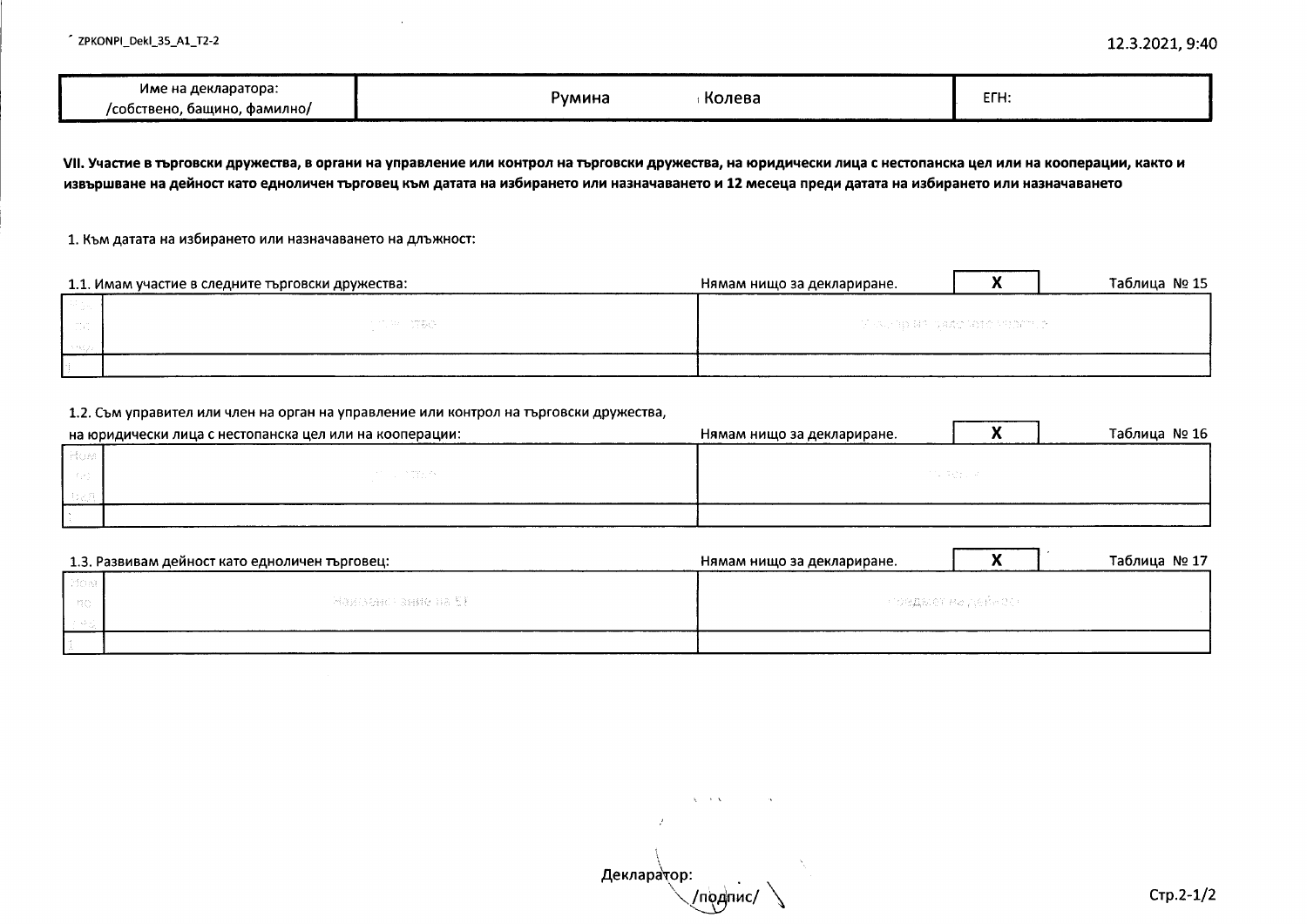| Име на декларатора: /собствено, бащино, фамилно/ | Румина Колева | ЕГН: |
|---|---|---|

**VII. Участие в търговски дружества, в органи на управление или контрол на търговски дружества, на юридически лица с нестопанска цел или на кооперации, както и извършване на дейност като едноличен търговец към датата на избирането или назначаването и 12 месеца преди датата на избирането или назначаването**

1. Към датата на избирането или назначаването на длъжност:

1.1. Имам участие в следните търговски дружества: Нямам нищо за деклариране. **X** Таблица № 15

| Ном. по ред | Дружество | Размер на дяловото участие |
|---|---|---|
| 1 | | |

1.2. Съм управител или член на орган на управление или контрол на търговски дружества, на юридически лица с нестопанска цел или на кооперации: Нямам нищо за деклариране. **X** Таблица № 16

| Ном. по ред | Дружество | Позиция |
|---|---|---|
| 1 | | |

1.3. Развивам дейност като едноличен търговец: Нямам нищо за деклариране. **X** Таблица № 17

| Ном. по ред | Наименование на ЕТ | Предмет на дейност |
|---|---|---|
| 1 | | |

Декларатор: /подпис/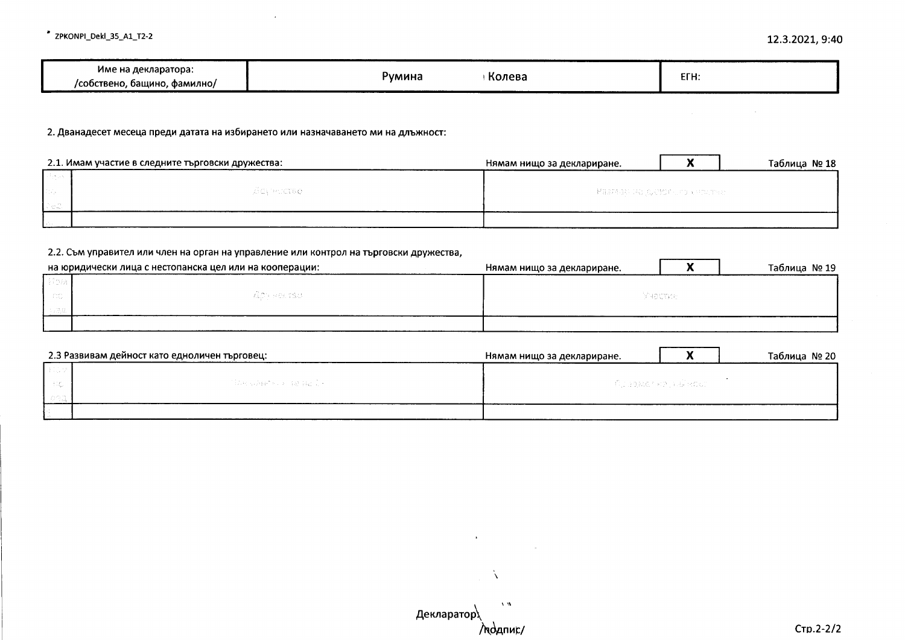ZPKONPI_Dekl_35_A1_T2-2

12.3.2021, 9:40

| Име на декларатора: /собствено, бащино, фамилно/ | Румина Колева | ЕГН: |
|---|---|---|

2. Дванадесет месеца преди датата на избирането или назначаването ми на длъжност:

2.1. Имам участие в следните търговски дружества: Нямам нищо за деклариране. **X** Таблица № 18

| Пореден | Дружество | Размер на дялово участие |
|---|---|---|
| | | |

2.2. Съм управител или член на орган на управление или контрол на търговски дружества, на юридически лица с нестопанска цел или на кооперации: Нямам нищо за деклариране. **X** Таблица № 19

| Пореден | Дружества | Участие |
|---|---|---|
| | | |

2.3 Развивам дейност като едноличен търговец: Нямам нищо за деклариране. **X** Таблица № 20

| Пореден | Наименование на ЕТ | Предмет на дейност |
|---|---|---|
| | | |

Декларатор:
/подпис/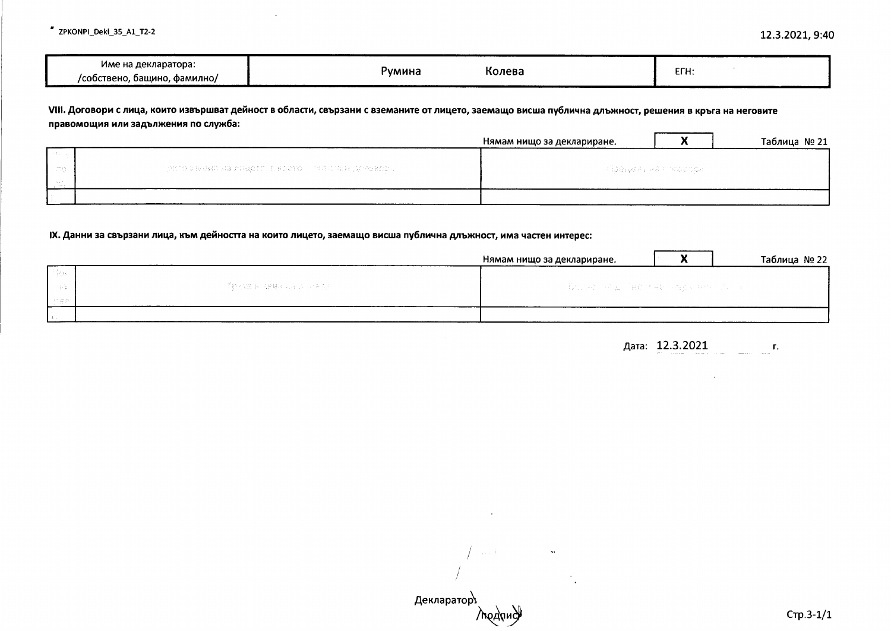| Име на декларатора: /собствено, бащино, фамилно/ | Румина Колева | ЕГН: |
|---|---|---|

**VIII. Договори с лица, които извършват дейност в области, свързани с вземаните от лицето, заемащо висша публична длъжност, решения в кръга на неговите правомощия или задължения по служба:**

Нямам нищо за деклариране. **X** Таблица № 21

| По ред № | Основание на лицето, с което е сключен договора | Предмет на договора |
|---|---|---|
| 1. | | |

**IX. Данни за свързани лица, към дейността на които лицето, заемащо висша публична длъжност, има частен интерес:**

Нямам нищо за деклариране. **X** Таблица № 22

| По ред № | Трите имена на лицето | Естество на частния интерес |
|---|---|---|
| 1. | | |

Дата: 12.3.2021 г.

Декларатор:
/подпис/